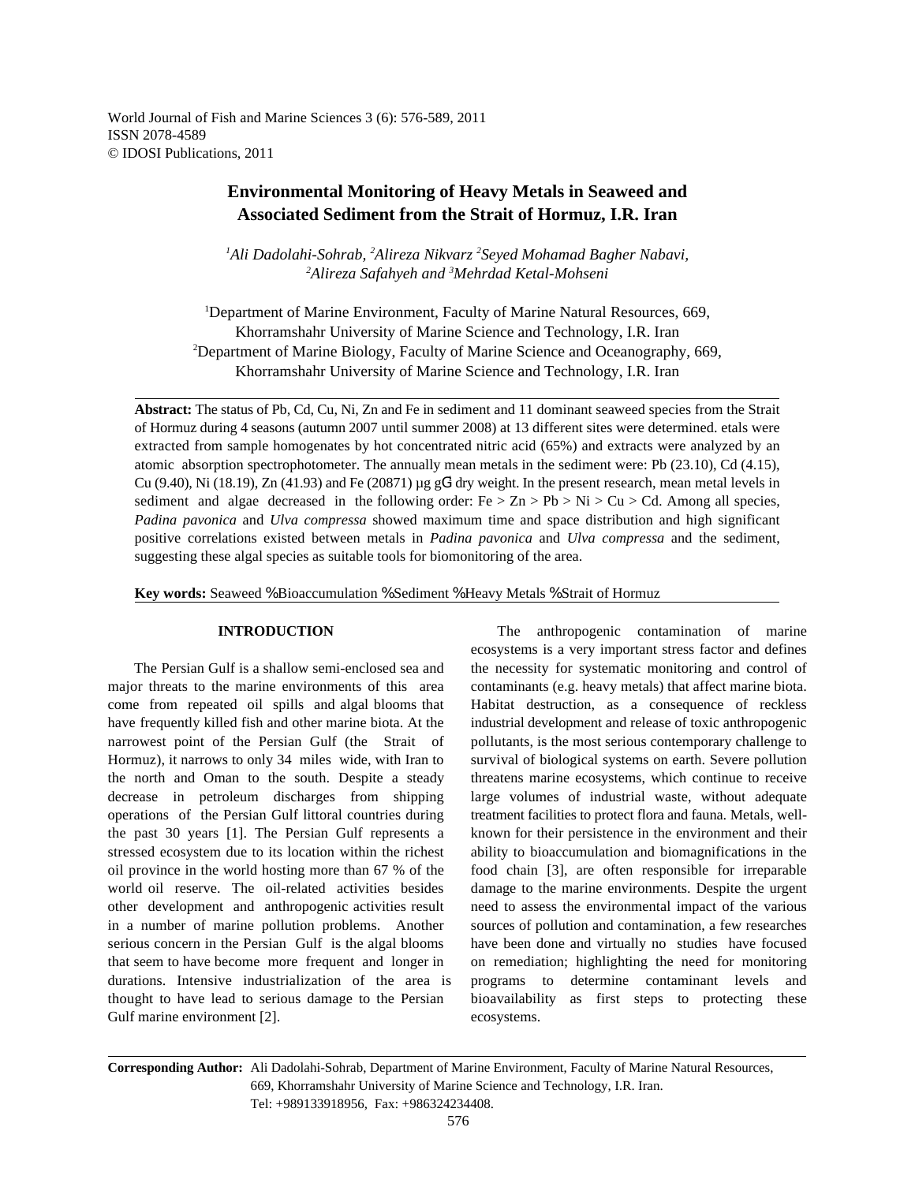World Journal of Fish and Marine Sciences 3 (6): 576-589, 2011
ISSN 2078-4589
© IDOSI Publications, 2011

# Environmental Monitoring of Heavy Metals in Seaweed and Associated Sediment from the Strait of Hormuz, I.R. Iran

*[1]Ali Dadolahi-Sohrab, [2]Alireza Nikvarz [2]Seyed Mohamad Bagher Nabavi, [2]Alireza Safahyeh and [3]Mehrdad Ketal-Mohseni*

[1]Department of Marine Environment, Faculty of Marine Natural Resources, 669, Khorramshahr University of Marine Science and Technology, I.R. Iran
[2]Department of Marine Biology, Faculty of Marine Science and Oceanography, 669, Khorramshahr University of Marine Science and Technology, I.R. Iran

**Abstract:** The status of Pb, Cd, Cu, Ni, Zn and Fe in sediment and 11 dominant seaweed species from the Strait of Hormuz during 4 seasons (autumn 2007 until summer 2008) at 13 different sites were determined. etals were extracted from sample homogenates by hot concentrated nitric acid (65%) and extracts were analyzed by an atomic absorption spectrophotometer. The annually mean metals in the sediment were: Pb (23.10), Cd (4.15), Cu (9.40), Ni (18.19), Zn (41.93) and Fe (20871) µg g$^{-1}$ dry weight. In the present research, mean metal levels in sediment and algae decreased in the following order: Fe > Zn > Pb > Ni > Cu > Cd. Among all species, *Padina pavonica* and *Ulva compressa* showed maximum time and space distribution and high significant positive correlations existed between metals in *Padina pavonica* and *Ulva compressa* and the sediment, suggesting these algal species as suitable tools for biomonitoring of the area.

**Key words:** Seaweed · Bioaccumulation · Sediment · Heavy Metals · Strait of Hormuz

## INTRODUCTION

The Persian Gulf is a shallow semi-enclosed sea and major threats to the marine environments of this area come from repeated oil spills and algal blooms that have frequently killed fish and other marine biota. At the narrowest point of the Persian Gulf (the Strait of Hormuz), it narrows to only 34 miles wide, with Iran to the north and Oman to the south. Despite a steady decrease in petroleum discharges from shipping operations of the Persian Gulf littoral countries during the past 30 years [1]. The Persian Gulf represents a stressed ecosystem due to its location within the richest oil province in the world hosting more than 67 % of the world oil reserve. The oil-related activities besides other development and anthropogenic activities result in a number of marine pollution problems. Another serious concern in the Persian Gulf is the algal blooms that seem to have become more frequent and longer in durations. Intensive industrialization of the area is thought to have lead to serious damage to the Persian Gulf marine environment [2].

The anthropogenic contamination of marine ecosystems is a very important stress factor and defines the necessity for systematic monitoring and control of contaminants (e.g. heavy metals) that affect marine biota. Habitat destruction, as a consequence of reckless industrial development and release of toxic anthropogenic pollutants, is the most serious contemporary challenge to survival of biological systems on earth. Severe pollution threatens marine ecosystems, which continue to receive large volumes of industrial waste, without adequate treatment facilities to protect flora and fauna. Metals, well-known for their persistence in the environment and their ability to bioaccumulation and biomagnifications in the food chain [3], are often responsible for irreparable damage to the marine environments. Despite the urgent need to assess the environmental impact of the various sources of pollution and contamination, a few researches have been done and virtually no studies have focused on remediation; highlighting the need for monitoring programs to determine contaminant levels and bioavailability as first steps to protecting these ecosystems.

**Corresponding Author:** Ali Dadolahi-Sohrab, Department of Marine Environment, Faculty of Marine Natural Resources, 669, Khorramshahr University of Marine Science and Technology, I.R. Iran. Tel: +989133918956, Fax: +986324234408.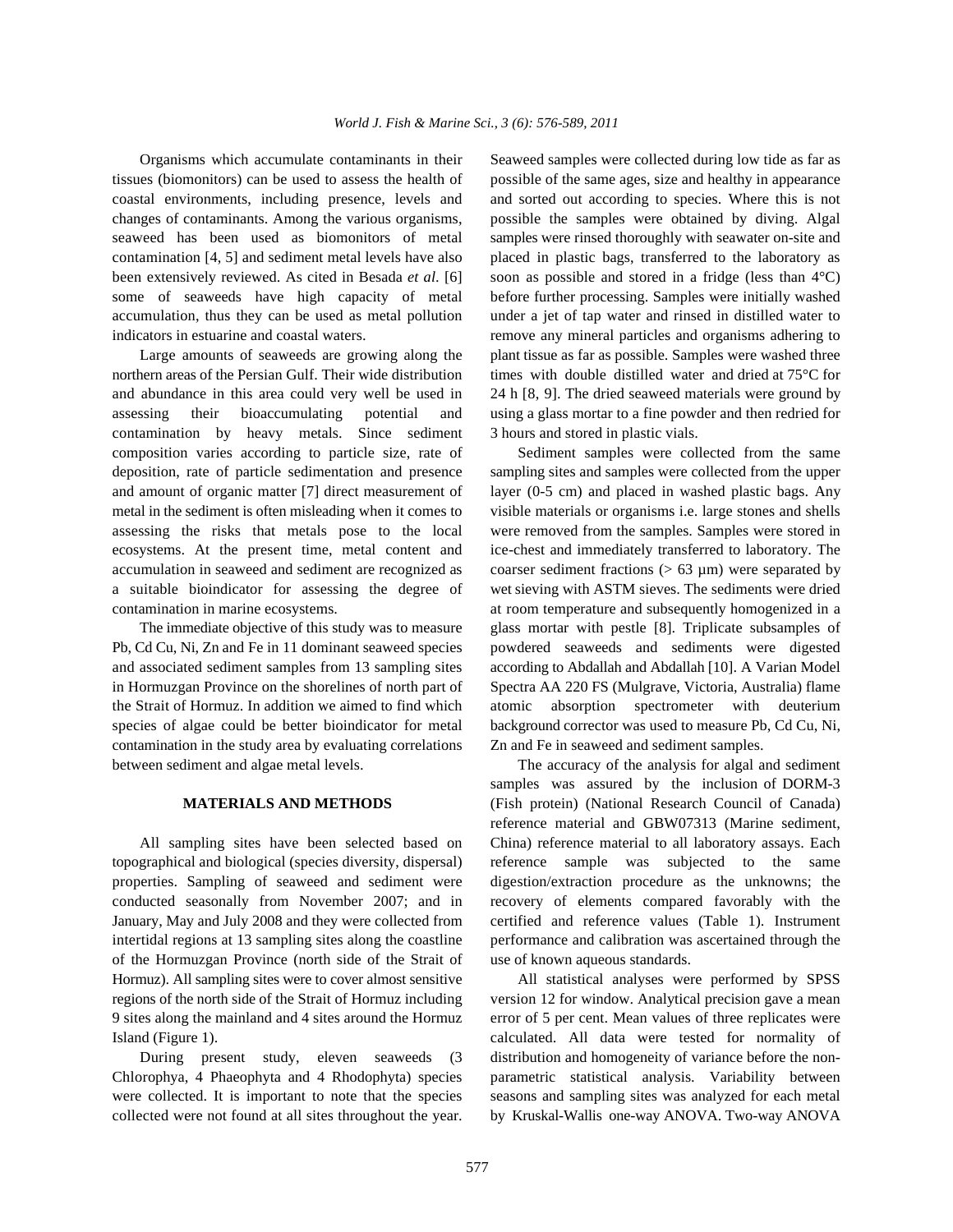Organisms which accumulate contaminants in their tissues (biomonitors) can be used to assess the health of coastal environments, including presence, levels and changes of contaminants. Among the various organisms, seaweed has been used as biomonitors of metal contamination [4, 5] and sediment metal levels have also been extensively reviewed. As cited in Besada *et al.* [6] some of seaweeds have high capacity of metal accumulation, thus they can be used as metal pollution indicators in estuarine and coastal waters.

Large amounts of seaweeds are growing along the northern areas of the Persian Gulf. Their wide distribution and abundance in this area could very well be used in assessing their bioaccumulating potential and contamination by heavy metals. Since sediment composition varies according to particle size, rate of deposition, rate of particle sedimentation and presence and amount of organic matter [7] direct measurement of metal in the sediment is often misleading when it comes to assessing the risks that metals pose to the local ecosystems. At the present time, metal content and accumulation in seaweed and sediment are recognized as a suitable bioindicator for assessing the degree of contamination in marine ecosystems.

The immediate objective of this study was to measure Pb, Cd Cu, Ni, Zn and Fe in 11 dominant seaweed species and associated sediment samples from 13 sampling sites in Hormuzgan Province on the shorelines of north part of the Strait of Hormuz. In addition we aimed to find which species of algae could be better bioindicator for metal contamination in the study area by evaluating correlations between sediment and algae metal levels.

## MATERIALS AND METHODS

All sampling sites have been selected based on topographical and biological (species diversity, dispersal) properties. Sampling of seaweed and sediment were conducted seasonally from November 2007; and in January, May and July 2008 and they were collected from intertidal regions at 13 sampling sites along the coastline of the Hormuzgan Province (north side of the Strait of Hormuz). All sampling sites were to cover almost sensitive regions of the north side of the Strait of Hormuz including 9 sites along the mainland and 4 sites around the Hormuz Island (Figure 1).

During present study, eleven seaweeds (3 Chlorophya, 4 Phaeophyta and 4 Rhodophyta) species were collected. It is important to note that the species collected were not found at all sites throughout the year. Seaweed samples were collected during low tide as far as possible of the same ages, size and healthy in appearance and sorted out according to species. Where this is not possible the samples were obtained by diving. Algal samples were rinsed thoroughly with seawater on-site and placed in plastic bags, transferred to the laboratory as soon as possible and stored in a fridge (less than 4°C) before further processing. Samples were initially washed under a jet of tap water and rinsed in distilled water to remove any mineral particles and organisms adhering to plant tissue as far as possible. Samples were washed three times with double distilled water and dried at 75°C for 24 h [8, 9]. The dried seaweed materials were ground by using a glass mortar to a fine powder and then redried for 3 hours and stored in plastic vials.

Sediment samples were collected from the same sampling sites and samples were collected from the upper layer (0-5 cm) and placed in washed plastic bags. Any visible materials or organisms i.e. large stones and shells were removed from the samples. Samples were stored in ice-chest and immediately transferred to laboratory. The coarser sediment fractions (> 63 µm) were separated by wet sieving with ASTM sieves. The sediments were dried at room temperature and subsequently homogenized in a glass mortar with pestle [8]. Triplicate subsamples of powdered seaweeds and sediments were digested according to Abdallah and Abdallah [10]. A Varian Model Spectra AA 220 FS (Mulgrave, Victoria, Australia) flame atomic absorption spectrometer with deuterium background corrector was used to measure Pb, Cd Cu, Ni, Zn and Fe in seaweed and sediment samples.

The accuracy of the analysis for algal and sediment samples was assured by the inclusion of DORM-3 (Fish protein) (National Research Council of Canada) reference material and GBW07313 (Marine sediment, China) reference material to all laboratory assays. Each reference sample was subjected to the same digestion/extraction procedure as the unknowns; the recovery of elements compared favorably with the certified and reference values (Table 1). Instrument performance and calibration was ascertained through the use of known aqueous standards.

All statistical analyses were performed by SPSS version 12 for window. Analytical precision gave a mean error of 5 per cent. Mean values of three replicates were calculated. All data were tested for normality of distribution and homogeneity of variance before the non-parametric statistical analysis. Variability between seasons and sampling sites was analyzed for each metal by Kruskal-Wallis one-way ANOVA. Two-way ANOVA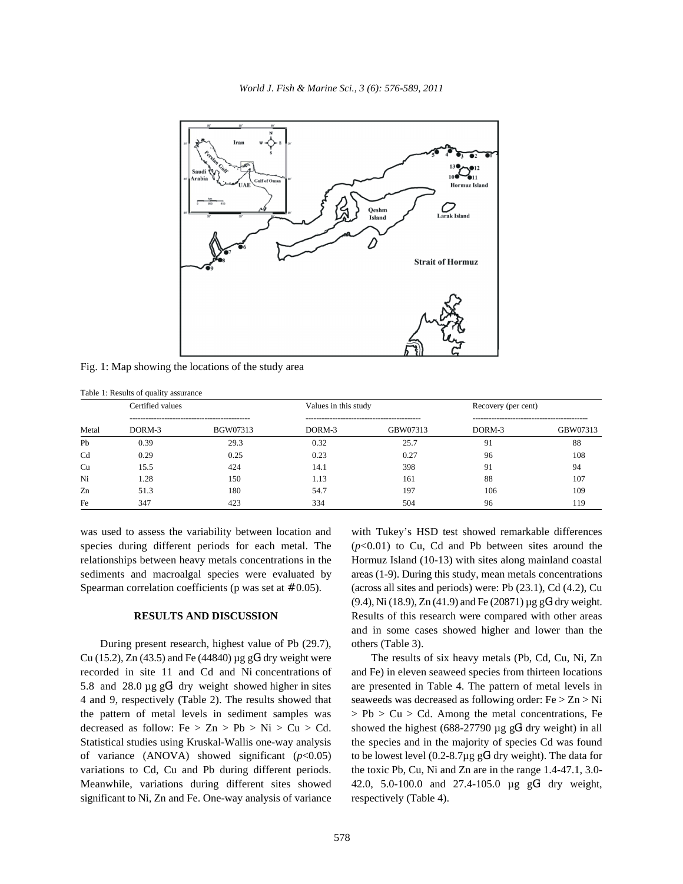Fig. 1: Map showing the locations of the study area

Table 1: Results of quality assurance

| Metal | Certified values | | Values in this study | | Recovery (per cent) | |
|---|---|---|---|---|---|---|
| | DORM-3 | BGW07313 | DORM-3 | GBW07313 | DORM-3 | GBW07313 |
| Pb | 0.39 | 29.3 | 0.32 | 25.7 | 91 | 88 |
| Cd | 0.29 | 0.25 | 0.23 | 0.27 | 96 | 108 |
| Cu | 15.5 | 424 | 14.1 | 398 | 91 | 94 |
| Ni | 1.28 | 150 | 1.13 | 161 | 88 | 107 |
| Zn | 51.3 | 180 | 54.7 | 197 | 106 | 109 |
| Fe | 347 | 423 | 334 | 504 | 96 | 119 |

was used to assess the variability between location and species during different periods for each metal. The relationships between heavy metals concentrations in the sediments and macroalgal species were evaluated by Spearman correlation coefficients (p was set at $\leq 0.05$).

## RESULTS AND DISCUSSION

During present research, highest value of Pb (29.7), Cu (15.2), Zn (43.5) and Fe (44840) µg g$^{-1}$ dry weight were recorded in site 11 and Cd and Ni concentrations of 5.8 and 28.0 µg g$^{-1}$ dry weight showed higher in sites 4 and 9, respectively (Table 2). The results showed that the pattern of metal levels in sediment samples was decreased as follow: Fe > Zn > Pb > Ni > Cu > Cd. Statistical studies using Kruskal-Wallis one-way analysis of variance (ANOVA) showed significant ($p<0.05$) variations to Cd, Cu and Pb during different periods. Meanwhile, variations during different sites showed significant to Ni, Zn and Fe. One-way analysis of variance with Tukey's HSD test showed remarkable differences ($p<0.01$) to Cu, Cd and Pb between sites around the Hormuz Island (10-13) with sites along mainland coastal areas (1-9). During this study, mean metals concentrations (across all sites and periods) were: Pb (23.1), Cd (4.2), Cu (9.4), Ni (18.9), Zn (41.9) and Fe (20871) µg g$^{-1}$ dry weight. Results of this research were compared with other areas and in some cases showed higher and lower than the others (Table 3).

The results of six heavy metals (Pb, Cd, Cu, Ni, Zn and Fe) in eleven seaweed species from thirteen locations are presented in Table 4. The pattern of metal levels in seaweeds was decreased as following order: Fe > Zn > Ni > Pb > Cu > Cd. Among the metal concentrations, Fe showed the highest (688-27790 µg g$^{-1}$ dry weight) in all the species and in the majority of species Cd was found to be lowest level (0.2-8.7µg g$^{-1}$ dry weight). The data for the toxic Pb, Cu, Ni and Zn are in the range 1.4-47.1, 3.0-42.0, 5.0-100.0 and 27.4-105.0 µg g$^{-1}$ dry weight, respectively (Table 4).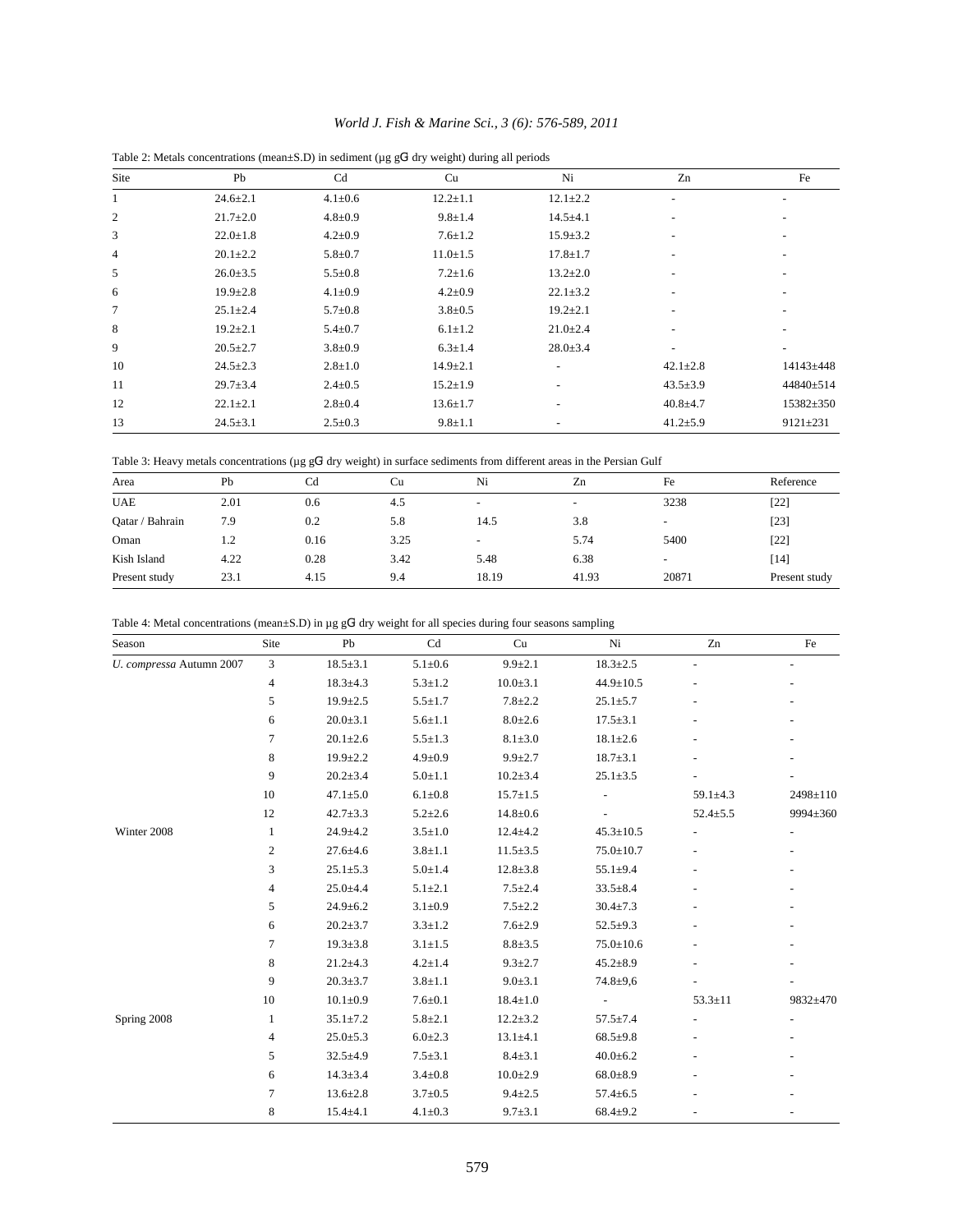Table 2: Metals concentrations (mean±S.D) in sediment (µg gG dry weight) during all periods

| Site | Pb | Cd | Cu | Ni | Zn | Fe |
|---|---|---|---|---|---|---|
| 1 | 24.6±2.1 | 4.1±0.6 | 12.2±1.1 | 12.1±2.2 | - | - |
| 2 | 21.7±2.0 | 4.8±0.9 | 9.8±1.4 | 14.5±4.1 | - | - |
| 3 | 22.0±1.8 | 4.2±0.9 | 7.6±1.2 | 15.9±3.2 | - | - |
| 4 | 20.1±2.2 | 5.8±0.7 | 11.0±1.5 | 17.8±1.7 | - | - |
| 5 | 26.0±3.5 | 5.5±0.8 | 7.2±1.6 | 13.2±2.0 | - | - |
| 6 | 19.9±2.8 | 4.1±0.9 | 4.2±0.9 | 22.1±3.2 | - | - |
| 7 | 25.1±2.4 | 5.7±0.8 | 3.8±0.5 | 19.2±2.1 | - | - |
| 8 | 19.2±2.1 | 5.4±0.7 | 6.1±1.2 | 21.0±2.4 | - | - |
| 9 | 20.5±2.7 | 3.8±0.9 | 6.3±1.4 | 28.0±3.4 | - | - |
| 10 | 24.5±2.3 | 2.8±1.0 | 14.9±2.1 | - | 42.1±2.8 | 14143±448 |
| 11 | 29.7±3.4 | 2.4±0.5 | 15.2±1.9 | - | 43.5±3.9 | 44840±514 |
| 12 | 22.1±2.1 | 2.8±0.4 | 13.6±1.7 | - | 40.8±4.7 | 15382±350 |
| 13 | 24.5±3.1 | 2.5±0.3 | 9.8±1.1 | - | 41.2±5.9 | 9121±231 |

Table 3: Heavy metals concentrations (µg gG dry weight) in surface sediments from different areas in the Persian Gulf

| Area | Pb | Cd | Cu | Ni | Zn | Fe | Reference |
|---|---|---|---|---|---|---|---|
| UAE | 2.01 | 0.6 | 4.5 | - | - | 3238 | [22] |
| Qatar / Bahrain | 7.9 | 0.2 | 5.8 | 14.5 | 3.8 | - | [23] |
| Oman | 1.2 | 0.16 | 3.25 | - | 5.74 | 5400 | [22] |
| Kish Island | 4.22 | 0.28 | 3.42 | 5.48 | 6.38 | - | [14] |
| Present study | 23.1 | 4.15 | 9.4 | 18.19 | 41.93 | 20871 | Present study |

Table 4: Metal concentrations (mean±S.D) in µg gG dry weight for all species during four seasons sampling

| Season | Site | Pb | Cd | Cu | Ni | Zn | Fe |
|---|---|---|---|---|---|---|---|
| *U. compressa* Autumn 2007 | 3 | 18.5±3.1 | 5.1±0.6 | 9.9±2.1 | 18.3±2.5 | - | - |
| | 4 | 18.3±4.3 | 5.3±1.2 | 10.0±3.1 | 44.9±10.5 | - | - |
| | 5 | 19.9±2.5 | 5.5±1.7 | 7.8±2.2 | 25.1±5.7 | - | - |
| | 6 | 20.0±3.1 | 5.6±1.1 | 8.0±2.6 | 17.5±3.1 | - | - |
| | 7 | 20.1±2.6 | 5.5±1.3 | 8.1±3.0 | 18.1±2.6 | - | - |
| | 8 | 19.9±2.2 | 4.9±0.9 | 9.9±2.7 | 18.7±3.1 | - | - |
| | 9 | 20.2±3.4 | 5.0±1.1 | 10.2±3.4 | 25.1±3.5 | - | - |
| | 10 | 47.1±5.0 | 6.1±0.8 | 15.7±1.5 | - | 59.1±4.3 | 2498±110 |
| | 12 | 42.7±3.3 | 5.2±2.6 | 14.8±0.6 | - | 52.4±5.5 | 9994±360 |
| Winter 2008 | 1 | 24.9±4.2 | 3.5±1.0 | 12.4±4.2 | 45.3±10.5 | - | - |
| | 2 | 27.6±4.6 | 3.8±1.1 | 11.5±3.5 | 75.0±10.7 | - | - |
| | 3 | 25.1±5.3 | 5.0±1.4 | 12.8±3.8 | 55.1±9.4 | - | - |
| | 4 | 25.0±4.4 | 5.1±2.1 | 7.5±2.4 | 33.5±8.4 | - | - |
| | 5 | 24.9±6.2 | 3.1±0.9 | 7.5±2.2 | 30.4±7.3 | - | - |
| | 6 | 20.2±3.7 | 3.3±1.2 | 7.6±2.9 | 52.5±9.3 | - | - |
| | 7 | 19.3±3.8 | 3.1±1.5 | 8.8±3.5 | 75.0±10.6 | - | - |
| | 8 | 21.2±4.3 | 4.2±1.4 | 9.3±2.7 | 45.2±8.9 | - | - |
| | 9 | 20.3±3.7 | 3.8±1.1 | 9.0±3.1 | 74.8±9,6 | - | - |
| | 10 | 10.1±0.9 | 7.6±0.1 | 18.4±1.0 | - | 53.3±11 | 9832±470 |
| Spring 2008 | 1 | 35.1±7.2 | 5.8±2.1 | 12.2±3.2 | 57.5±7.4 | - | - |
| | 4 | 25.0±5.3 | 6.0±2.3 | 13.1±4.1 | 68.5±9.8 | - | - |
| | 5 | 32.5±4.9 | 7.5±3.1 | 8.4±3.1 | 40.0±6.2 | - | - |
| | 6 | 14.3±3.4 | 3.4±0.8 | 10.0±2.9 | 68.0±8.9 | - | - |
| | 7 | 13.6±2.8 | 3.7±0.5 | 9.4±2.5 | 57.4±6.5 | - | - |
| | 8 | 15.4±4.1 | 4.1±0.3 | 9.7±3.1 | 68.4±9.2 | - | - |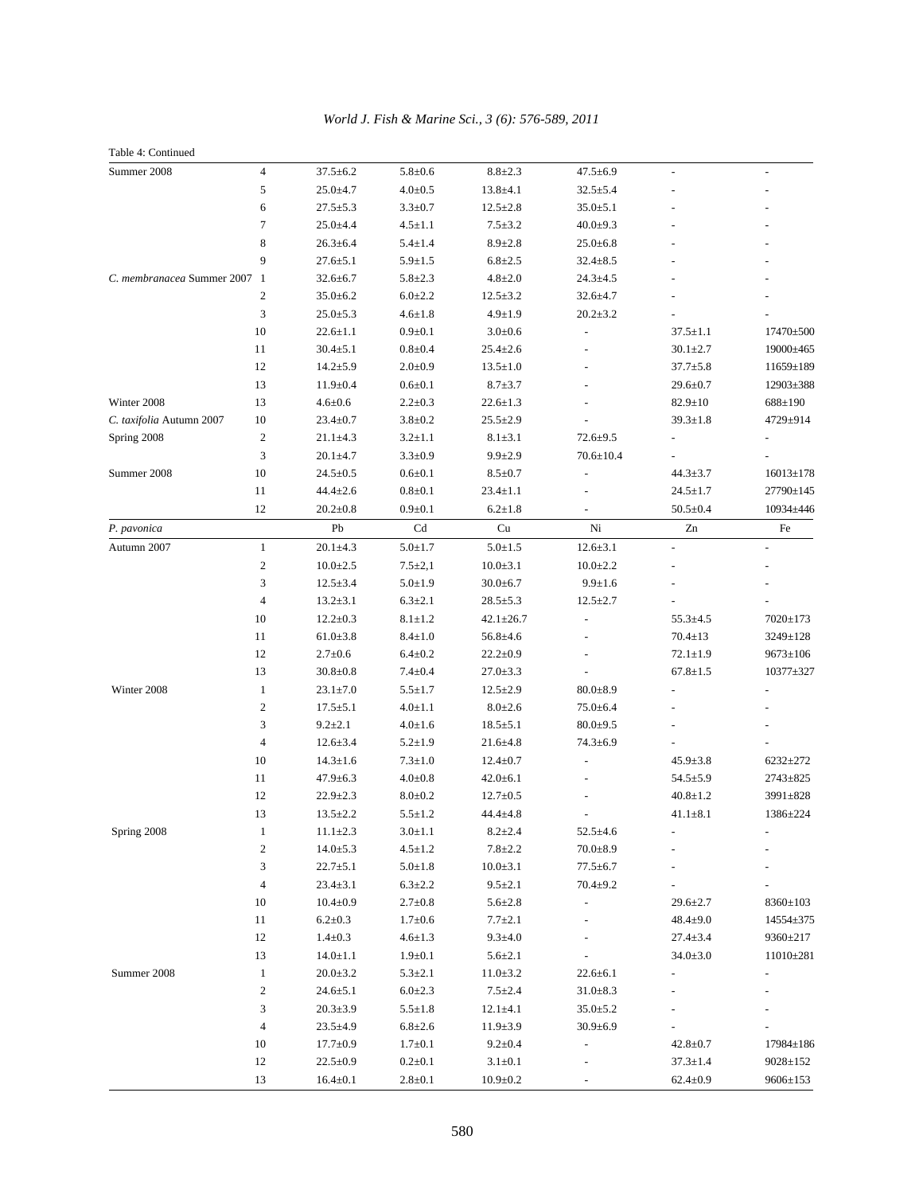Table 4: Continued

| | | | | | | | |
|---|---|---|---|---|---|---|---|
| Summer 2008 | 4 | 37.5±6.2 | 5.8±0.6 | 8.8±2.3 | 47.5±6.9 | - | - |
| | 5 | 25.0±4.7 | 4.0±0.5 | 13.8±4.1 | 32.5±5.4 | - | - |
| | 6 | 27.5±5.3 | 3.3±0.7 | 12.5±2.8 | 35.0±5.1 | - | - |
| | 7 | 25.0±4.4 | 4.5±1.1 | 7.5±3.2 | 40.0±9.3 | - | - |
| | 8 | 26.3±6.4 | 5.4±1.4 | 8.9±2.8 | 25.0±6.8 | - | - |
| | 9 | 27.6±5.1 | 5.9±1.5 | 6.8±2.5 | 32.4±8.5 | - | - |
| *C. membranacea* Summer 2007 | 1 | 32.6±6.7 | 5.8±2.3 | 4.8±2.0 | 24.3±4.5 | - | - |
| | 2 | 35.0±6.2 | 6.0±2.2 | 12.5±3.2 | 32.6±4.7 | - | - |
| | 3 | 25.0±5.3 | 4.6±1.8 | 4.9±1.9 | 20.2±3.2 | - | - |
| | 10 | 22.6±1.1 | 0.9±0.1 | 3.0±0.6 | - | 37.5±1.1 | 17470±500 |
| | 11 | 30.4±5.1 | 0.8±0.4 | 25.4±2.6 | - | 30.1±2.7 | 19000±465 |
| | 12 | 14.2±5.9 | 2.0±0.9 | 13.5±1.0 | - | 37.7±5.8 | 11659±189 |
| | 13 | 11.9±0.4 | 0.6±0.1 | 8.7±3.7 | - | 29.6±0.7 | 12903±388 |
| Winter 2008 | 13 | 4.6±0.6 | 2.2±0.3 | 22.6±1.3 | - | 82.9±10 | 688±190 |
| *C. taxifolia* Autumn 2007 | 10 | 23.4±0.7 | 3.8±0.2 | 25.5±2.9 | - | 39.3±1.8 | 4729±914 |
| Spring 2008 | 2 | 21.1±4.3 | 3.2±1.1 | 8.1±3.1 | 72.6±9.5 | - | - |
| | 3 | 20.1±4.7 | 3.3±0.9 | 9.9±2.9 | 70.6±10.4 | - | - |
| Summer 2008 | 10 | 24.5±0.5 | 0.6±0.1 | 8.5±0.7 | - | 44.3±3.7 | 16013±178 |
| | 11 | 44.4±2.6 | 0.8±0.1 | 23.4±1.1 | - | 24.5±1.7 | 27790±145 |
| | 12 | 20.2±0.8 | 0.9±0.1 | 6.2±1.8 | - | 50.5±0.4 | 10934±446 |
| *P. pavonica* | | Pb | Cd | Cu | Ni | Zn | Fe |
| Autumn 2007 | 1 | 20.1±4.3 | 5.0±1.7 | 5.0±1.5 | 12.6±3.1 | - | - |
| | 2 | 10.0±2.5 | 7.5±2,1 | 10.0±3.1 | 10.0±2.2 | - | - |
| | 3 | 12.5±3.4 | 5.0±1.9 | 30.0±6.7 | 9.9±1.6 | - | - |
| | 4 | 13.2±3.1 | 6.3±2.1 | 28.5±5.3 | 12.5±2.7 | - | - |
| | 10 | 12.2±0.3 | 8.1±1.2 | 42.1±26.7 | - | 55.3±4.5 | 7020±173 |
| | 11 | 61.0±3.8 | 8.4±1.0 | 56.8±4.6 | - | 70.4±13 | 3249±128 |
| | 12 | 2.7±0.6 | 6.4±0.2 | 22.2±0.9 | - | 72.1±1.9 | 9673±106 |
| | 13 | 30.8±0.8 | 7.4±0.4 | 27.0±3.3 | - | 67.8±1.5 | 10377±327 |
| Winter 2008 | 1 | 23.1±7.0 | 5.5±1.7 | 12.5±2.9 | 80.0±8.9 | - | - |
| | 2 | 17.5±5.1 | 4.0±1.1 | 8.0±2.6 | 75.0±6.4 | - | - |
| | 3 | 9.2±2.1 | 4.0±1.6 | 18.5±5.1 | 80.0±9.5 | - | - |
| | 4 | 12.6±3.4 | 5.2±1.9 | 21.6±4.8 | 74.3±6.9 | - | - |
| | 10 | 14.3±1.6 | 7.3±1.0 | 12.4±0.7 | - | 45.9±3.8 | 6232±272 |
| | 11 | 47.9±6.3 | 4.0±0.8 | 42.0±6.1 | - | 54.5±5.9 | 2743±825 |
| | 12 | 22.9±2.3 | 8.0±0.2 | 12.7±0.5 | - | 40.8±1.2 | 3991±828 |
| | 13 | 13.5±2.2 | 5.5±1.2 | 44.4±4.8 | - | 41.1±8.1 | 1386±224 |
| Spring 2008 | 1 | 11.1±2.3 | 3.0±1.1 | 8.2±2.4 | 52.5±4.6 | - | - |
| | 2 | 14.0±5.3 | 4.5±1.2 | 7.8±2.2 | 70.0±8.9 | - | - |
| | 3 | 22.7±5.1 | 5.0±1.8 | 10.0±3.1 | 77.5±6.7 | - | - |
| | 4 | 23.4±3.1 | 6.3±2.2 | 9.5±2.1 | 70.4±9.2 | - | - |
| | 10 | 10.4±0.9 | 2.7±0.8 | 5.6±2.8 | - | 29.6±2.7 | 8360±103 |
| | 11 | 6.2±0.3 | 1.7±0.6 | 7.7±2.1 | - | 48.4±9.0 | 14554±375 |
| | 12 | 1.4±0.3 | 4.6±1.3 | 9.3±4.0 | - | 27.4±3.4 | 9360±217 |
| | 13 | 14.0±1.1 | 1.9±0.1 | 5.6±2.1 | - | 34.0±3.0 | 11010±281 |
| Summer 2008 | 1 | 20.0±3.2 | 5.3±2.1 | 11.0±3.2 | 22.6±6.1 | - | - |
| | 2 | 24.6±5.1 | 6.0±2.3 | 7.5±2.4 | 31.0±8.3 | - | - |
| | 3 | 20.3±3.9 | 5.5±1.8 | 12.1±4.1 | 35.0±5.2 | - | - |
| | 4 | 23.5±4.9 | 6.8±2.6 | 11.9±3.9 | 30.9±6.9 | - | - |
| | 10 | 17.7±0.9 | 1.7±0.1 | 9.2±0.4 | - | 42.8±0.7 | 17984±186 |
| | 12 | 22.5±0.9 | 0.2±0.1 | 3.1±0.1 | - | 37.3±1.4 | 9028±152 |
| | 13 | 16.4±0.1 | 2.8±0.1 | 10.9±0.2 | - | 62.4±0.9 | 9606±153 |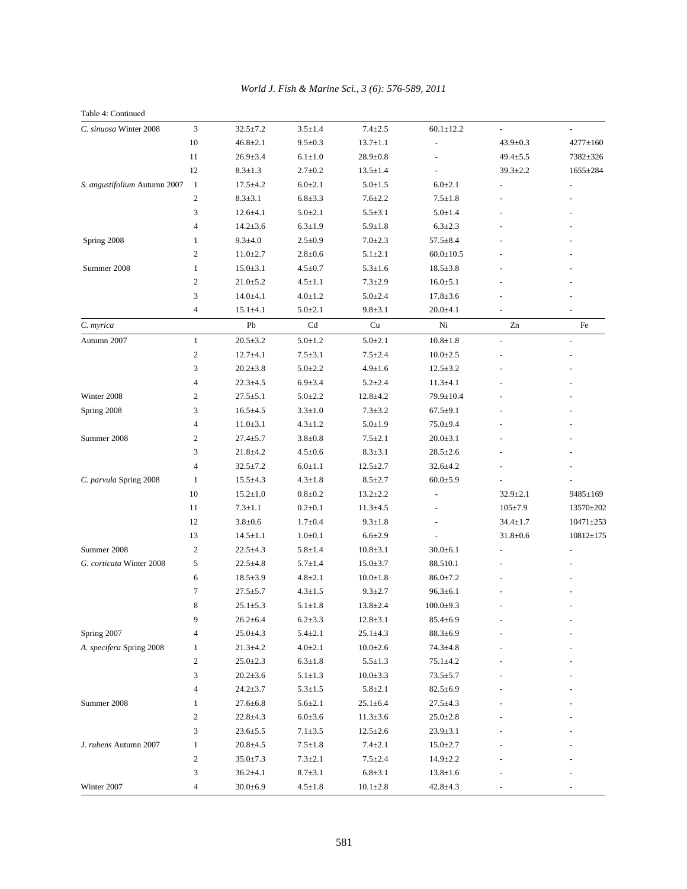Table 4: Continued

| | | | | | | | |
|---|---|---|---|---|---|---|---|
| *C. sinuosa* Winter 2008 | 3 | 32.5±7.2 | 3.5±1.4 | 7.4±2.5 | 60.1±12.2 | - | - |
| | 10 | 46.8±2.1 | 9.5±0.3 | 13.7±1.1 | - | 43.9±0.3 | 4277±160 |
| | 11 | 26.9±3.4 | 6.1±1.0 | 28.9±0.8 | - | 49.4±5.5 | 7382±326 |
| | 12 | 8.3±1.3 | 2.7±0.2 | 13.5±1.4 | - | 39.3±2.2 | 1655±284 |
| *S. angustifolium* Autumn 2007 | 1 | 17.5±4.2 | 6.0±2.1 | 5.0±1.5 | 6.0±2.1 | - | - |
| | 2 | 8.3±3.1 | 6.8±3.3 | 7.6±2.2 | 7.5±1.8 | - | - |
| | 3 | 12.6±4.1 | 5.0±2.1 | 5.5±3.1 | 5.0±1.4 | - | - |
| | 4 | 14.2±3.6 | 6.3±1.9 | 5.9±1.8 | 6.3±2.3 | - | - |
| Spring 2008 | 1 | 9.3±4.0 | 2.5±0.9 | 7.0±2.3 | 57.5±8.4 | - | - |
| | 2 | 11.0±2.7 | 2.8±0.6 | 5.1±2.1 | 60.0±10.5 | - | - |
| Summer 2008 | 1 | 15.0±3.1 | 4.5±0.7 | 5.3±1.6 | 18.5±3.8 | - | - |
| | 2 | 21.0±5.2 | 4.5±1.1 | 7.3±2.9 | 16.0±5.1 | - | - |
| | 3 | 14.0±4.1 | 4.0±1.2 | 5.0±2.4 | 17.8±3.6 | - | - |
| | 4 | 15.1±4.1 | 5.0±2.1 | 9.8±3.1 | 20.0±4.1 | - | - |
| *C. myrica* | | Pb | Cd | Cu | Ni | Zn | Fe |
| Autumn 2007 | 1 | 20.5±3.2 | 5.0±1.2 | 5.0±2.1 | 10.8±1.8 | - | - |
| | 2 | 12.7±4.1 | 7.5±3.1 | 7.5±2.4 | 10.0±2.5 | - | - |
| | 3 | 20.2±3.8 | 5.0±2.2 | 4.9±1.6 | 12.5±3.2 | - | - |
| | 4 | 22.3±4.5 | 6.9±3.4 | 5.2±2.4 | 11.3±4.1 | - | - |
| Winter 2008 | 2 | 27.5±5.1 | 5.0±2.2 | 12.8±4.2 | 79.9±10.4 | - | - |
| Spring 2008 | 3 | 16.5±4.5 | 3.3±1.0 | 7.3±3.2 | 67.5±9.1 | - | - |
| | 4 | 11.0±3.1 | 4.3±1.2 | 5.0±1.9 | 75.0±9.4 | - | - |
| Summer 2008 | 2 | 27.4±5.7 | 3.8±0.8 | 7.5±2.1 | 20.0±3.1 | - | - |
| | 3 | 21.8±4.2 | 4.5±0.6 | 8.3±3.1 | 28.5±2.6 | - | - |
| | 4 | 32.5±7.2 | 6.0±1.1 | 12.5±2.7 | 32.6±4.2 | - | - |
| *C. parvula* Spring 2008 | 1 | 15.5±4.3 | 4.3±1.8 | 8.5±2.7 | 60.0±5.9 | - | - |
| | 10 | 15.2±1.0 | 0.8±0.2 | 13.2±2.2 | - | 32.9±2.1 | 9485±169 |
| | 11 | 7.3±1.1 | 0.2±0.1 | 11.3±4.5 | - | 105±7.9 | 13570±202 |
| | 12 | 3.8±0.6 | 1.7±0.4 | 9.3±1.8 | - | 34.4±1.7 | 10471±253 |
| | 13 | 14.5±1.1 | 1.0±0.1 | 6.6±2.9 | - | 31.8±0.6 | 10812±175 |
| Summer 2008 | 2 | 22.5±4.3 | 5.8±1.4 | 10.8±3.1 | 30.0±6.1 | - | - |
| *G. corticata* Winter 2008 | 5 | 22.5±4.8 | 5.7±1.4 | 15.0±3.7 | 88.510.1 | - | - |
| | 6 | 18.5±3.9 | 4.8±2.1 | 10.0±1.8 | 86.0±7.2 | - | - |
| | 7 | 27.5±5.7 | 4.3±1.5 | 9.3±2.7 | 96.3±6.1 | - | - |
| | 8 | 25.1±5.3 | 5.1±1.8 | 13.8±2.4 | 100.0±9.3 | - | - |
| | 9 | 26.2±6.4 | 6.2±3.3 | 12.8±3.1 | 85.4±6.9 | - | - |
| Spring 2007 | 4 | 25.0±4.3 | 5.4±2.1 | 25.1±4.3 | 88.3±6.9 | - | - |
| *A. specifera* Spring 2008 | 1 | 21.3±4.2 | 4.0±2.1 | 10.0±2.6 | 74.3±4.8 | - | - |
| | 2 | 25.0±2.3 | 6.3±1.8 | 5.5±1.3 | 75.1±4.2 | - | - |
| | 3 | 20.2±3.6 | 5.1±1.3 | 10.0±3.3 | 73.5±5.7 | - | - |
| | 4 | 24.2±3.7 | 5.3±1.5 | 5.8±2.1 | 82.5±6.9 | - | - |
| Summer 2008 | 1 | 27.6±6.8 | 5.6±2.1 | 25.1±6.4 | 27.5±4.3 | - | - |
| | 2 | 22.8±4.3 | 6.0±3.6 | 11.3±3.6 | 25.0±2.8 | - | - |
| | 3 | 23.6±5.5 | 7.1±3.5 | 12.5±2.6 | 23.9±3.1 | - | - |
| *J. rubens* Autumn 2007 | 1 | 20.8±4.5 | 7.5±1.8 | 7.4±2.1 | 15.0±2.7 | - | - |
| | 2 | 35.0±7.3 | 7.3±2.1 | 7.5±2.4 | 14.9±2.2 | - | - |
| | 3 | 36.2±4.1 | 8.7±3.1 | 6.8±3.1 | 13.8±1.6 | - | - |
| Winter 2007 | 4 | 30.0±6.9 | 4.5±1.8 | 10.1±2.8 | 42.8±4.3 | - | - |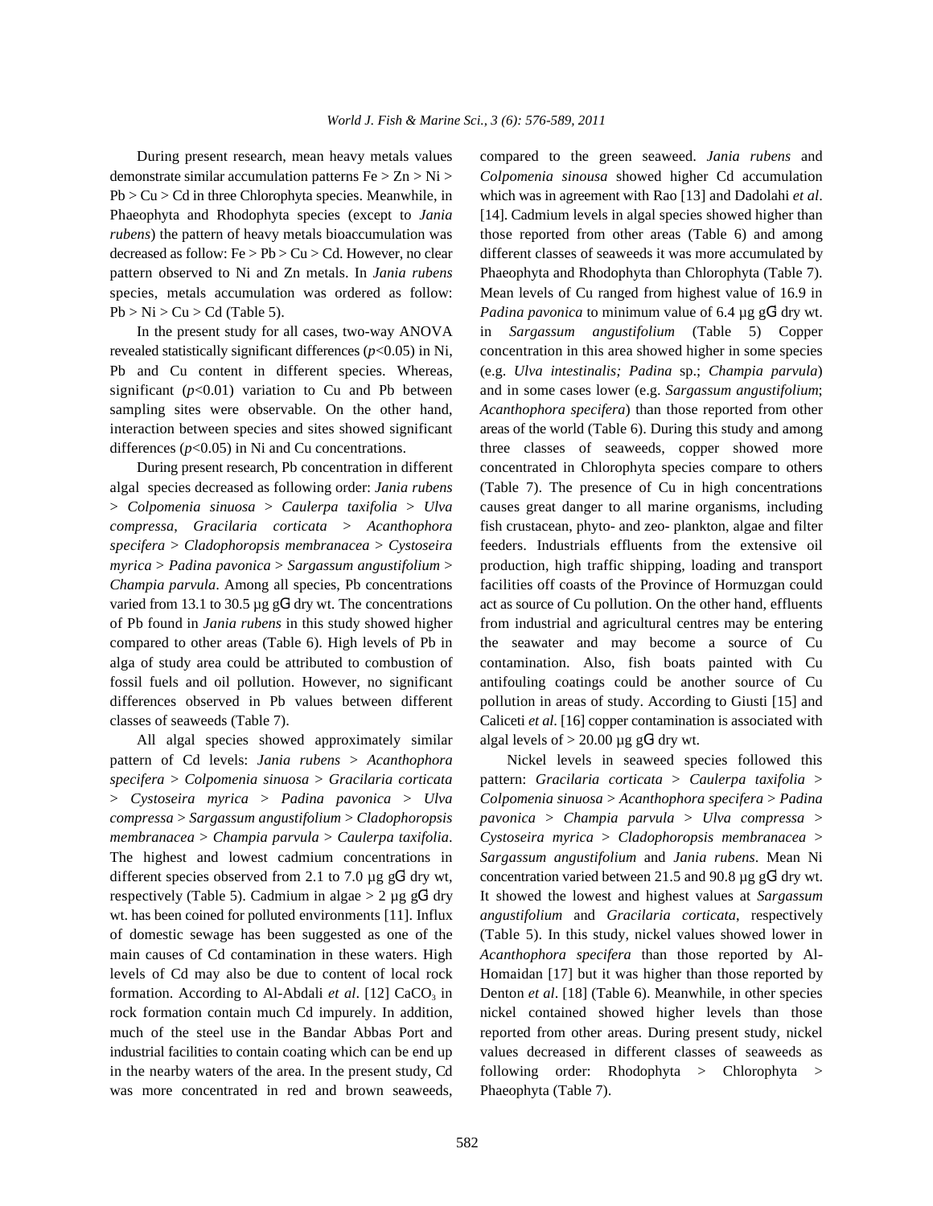During present research, mean heavy metals values demonstrate similar accumulation patterns Fe > Zn > Ni > Pb > Cu > Cd in three Chlorophyta species. Meanwhile, in Phaeophyta and Rhodophyta species (except to *Jania rubens*) the pattern of heavy metals bioaccumulation was decreased as follow: Fe > Pb > Cu > Cd. However, no clear pattern observed to Ni and Zn metals. In *Jania rubens* species, metals accumulation was ordered as follow: Pb > Ni > Cu > Cd (Table 5).

In the present study for all cases, two-way ANOVA revealed statistically significant differences ($p<0.05$) in Ni, Pb and Cu content in different species. Whereas, significant ($p<0.01$) variation to Cu and Pb between sampling sites were observable. On the other hand, interaction between species and sites showed significant differences ($p<0.05$) in Ni and Cu concentrations.

During present research, Pb concentration in different algal species decreased as following order: *Jania rubens* > *Colpomenia sinuosa* > *Caulerpa taxifolia* > *Ulva compressa*, *Gracilaria corticata* > *Acanthophora specifera* > *Cladophoropsis membranacea* > *Cystoseira myrica* > *Padina pavonica* > *Sargassum angustifolium* > *Champia parvula*. Among all species, Pb concentrations varied from 13.1 to 30.5 µg g$^{-1}$ dry wt. The concentrations of Pb found in *Jania rubens* in this study showed higher compared to other areas (Table 6). High levels of Pb in alga of study area could be attributed to combustion of fossil fuels and oil pollution. However, no significant differences observed in Pb values between different classes of seaweeds (Table 7).

All algal species showed approximately similar pattern of Cd levels: *Jania rubens* > *Acanthophora specifera* > *Colpomenia sinuosa* > *Gracilaria corticata* > *Cystoseira myrica* > *Padina pavonica* > *Ulva compressa* > *Sargassum angustifolium* > *Cladophoropsis membranacea* > *Champia parvula* > *Caulerpa taxifolia*. The highest and lowest cadmium concentrations in different species observed from 2.1 to 7.0 µg g$^{-1}$ dry wt, respectively (Table 5). Cadmium in algae > 2 µg g$^{-1}$ dry wt. has been coined for polluted environments [11]. Influx of domestic sewage has been suggested as one of the main causes of Cd contamination in these waters. High levels of Cd may also be due to content of local rock formation. According to Al-Abdali *et al*. [12] $CaCO_3$ in rock formation contain much Cd impurely. In addition, much of the steel use in the Bandar Abbas Port and industrial facilities to contain coating which can be end up in the nearby waters of the area. In the present study, Cd was more concentrated in red and brown seaweeds, compared to the green seaweed. *Jania rubens* and *Colpomenia sinousa* showed higher Cd accumulation which was in agreement with Rao [13] and Dadolahi *et al*. [14]. Cadmium levels in algal species showed higher than those reported from other areas (Table 6) and among different classes of seaweeds it was more accumulated by Phaeophyta and Rhodophyta than Chlorophyta (Table 7).

Mean levels of Cu ranged from highest value of 16.9 in *Padina pavonica* to minimum value of 6.4 µg g$^{-1}$ dry wt. in *Sargassum angustifolium* (Table 5) Copper concentration in this area showed higher in some species (e.g. *Ulva intestinalis; Padina* sp.; *Champia parvula*) and in some cases lower (e.g. *Sargassum angustifolium*; *Acanthophora specifera*) than those reported from other areas of the world (Table 6). During this study and among three classes of seaweeds, copper showed more concentrated in Chlorophyta species compare to others (Table 7). The presence of Cu in high concentrations causes great danger to all marine organisms, including fish crustacean, phyto- and zeo- plankton, algae and filter feeders. Industrials effluents from the extensive oil production, high traffic shipping, loading and transport facilities off coasts of the Province of Hormuzgan could act as source of Cu pollution. On the other hand, effluents from industrial and agricultural centres may be entering the seawater and may become a source of Cu contamination. Also, fish boats painted with Cu antifouling coatings could be another source of Cu pollution in areas of study. According to Giusti [15] and Caliceti *et al*. [16] copper contamination is associated with algal levels of > 20.00 µg g$^{-1}$ dry wt.

Nickel levels in seaweed species followed this pattern: *Gracilaria corticata* > *Caulerpa taxifolia* > *Colpomenia sinuosa* > *Acanthophora specifera* > *Padina pavonica* > *Champia parvula* > *Ulva compressa* > *Cystoseira myrica* > *Cladophoropsis membranacea* > *Sargassum angustifolium* and *Jania rubens*. Mean Ni concentration varied between 21.5 and 90.8 µg g$^{-1}$ dry wt. It showed the lowest and highest values at *Sargassum angustifolium* and *Gracilaria corticata*, respectively (Table 5). In this study, nickel values showed lower in *Acanthophora specifera* than those reported by Al-Homaidan [17] but it was higher than those reported by Denton *et al*. [18] (Table 6). Meanwhile, in other species nickel contained showed higher levels than those reported from other areas. During present study, nickel values decreased in different classes of seaweeds as following order: Rhodophyta > Chlorophyta > Phaeophyta (Table 7).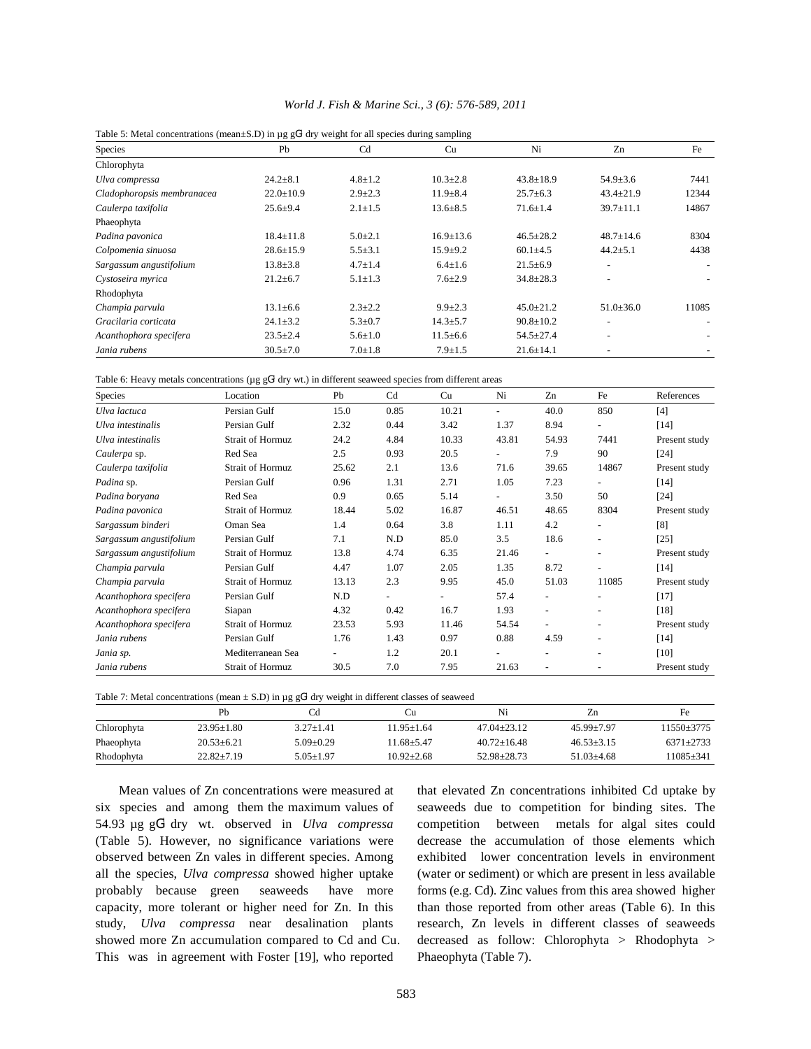Table 5: Metal concentrations (mean±S.D) in µg gG dry weight for all species during sampling

| Species | Pb | Cd | Cu | Ni | Zn | Fe |
|---|---|---|---|---|---|---|
| Chlorophyta | | | | | | |
| *Ulva compressa* | 24.2±8.1 | 4.8±1.2 | 10.3±2.8 | 43.8±18.9 | 54.9±3.6 | 7441 |
| *Cladophoropsis membranacea* | 22.0±10.9 | 2.9±2.3 | 11.9±8.4 | 25.7±6.3 | 43.4±21.9 | 12344 |
| *Caulerpa taxifolia* | 25.6±9.4 | 2.1±1.5 | 13.6±8.5 | 71.6±1.4 | 39.7±11.1 | 14867 |
| Phaeophyta | | | | | | |
| *Padina pavonica* | 18.4±11.8 | 5.0±2.1 | 16.9±13.6 | 46.5±28.2 | 48.7±14.6 | 8304 |
| *Colpomenia sinuosa* | 28.6±15.9 | 5.5±3.1 | 15.9±9.2 | 60.1±4.5 | 44.2±5.1 | 4438 |
| *Sargassum angustifolium* | 13.8±3.8 | 4.7±1.4 | 6.4±1.6 | 21.5±6.9 | - | - |
| *Cystoseira myrica* | 21.2±6.7 | 5.1±1.3 | 7.6±2.9 | 34.8±28.3 | - | - |
| Rhodophyta | | | | | | |
| *Champia parvula* | 13.1±6.6 | 2.3±2.2 | 9.9±2.3 | 45.0±21.2 | 51.0±36.0 | 11085 |
| *Gracilaria corticata* | 24.1±3.2 | 5.3±0.7 | 14.3±5.7 | 90.8±10.2 | - | - |
| *Acanthophora specifera* | 23.5±2.4 | 5.6±1.0 | 11.5±6.6 | 54.5±27.4 | - | - |
| *Jania rubens* | 30.5±7.0 | 7.0±1.8 | 7.9±1.5 | 21.6±14.1 | - | - |

Table 6: Heavy metals concentrations (µg gG dry wt.) in different seaweed species from different areas

| Species | Location | Pb | Cd | Cu | Ni | Zn | Fe | References |
|---|---|---|---|---|---|---|---|---|
| *Ulva lactuca* | Persian Gulf | 15.0 | 0.85 | 10.21 | - | 40.0 | 850 | [4] |
| *Ulva intestinalis* | Persian Gulf | 2.32 | 0.44 | 3.42 | 1.37 | 8.94 | - | [14] |
| *Ulva intestinalis* | Strait of Hormuz | 24.2 | 4.84 | 10.33 | 43.81 | 54.93 | 7441 | Present study |
| *Caulerpa* sp. | Red Sea | 2.5 | 0.93 | 20.5 | - | 7.9 | 90 | [24] |
| *Caulerpa taxifolia* | Strait of Hormuz | 25.62 | 2.1 | 13.6 | 71.6 | 39.65 | 14867 | Present study |
| *Padina* sp. | Persian Gulf | 0.96 | 1.31 | 2.71 | 1.05 | 7.23 | - | [14] |
| *Padina boryana* | Red Sea | 0.9 | 0.65 | 5.14 | - | 3.50 | 50 | [24] |
| *Padina pavonica* | Strait of Hormuz | 18.44 | 5.02 | 16.87 | 46.51 | 48.65 | 8304 | Present study |
| *Sargassum binderi* | Oman Sea | 1.4 | 0.64 | 3.8 | 1.11 | 4.2 | - | [8] |
| *Sargassum angustifolium* | Persian Gulf | 7.1 | N.D | 85.0 | 3.5 | 18.6 | - | [25] |
| *Sargassum angustifolium* | Strait of Hormuz | 13.8 | 4.74 | 6.35 | 21.46 | - | - | Present study |
| *Champia parvula* | Persian Gulf | 4.47 | 1.07 | 2.05 | 1.35 | 8.72 | - | [14] |
| *Champia parvula* | Strait of Hormuz | 13.13 | 2.3 | 9.95 | 45.0 | 51.03 | 11085 | Present study |
| *Acanthophora specifera* | Persian Gulf | N.D | - | - | 57.4 | - | - | [17] |
| *Acanthophora specifera* | Siapan | 4.32 | 0.42 | 16.7 | 1.93 | - | - | [18] |
| *Acanthophora specifera* | Strait of Hormuz | 23.53 | 5.93 | 11.46 | 54.54 | - | - | Present study |
| *Jania rubens* | Persian Gulf | 1.76 | 1.43 | 0.97 | 0.88 | 4.59 | - | [14] |
| *Jania sp.* | Mediterranean Sea | - | 1.2 | 20.1 | - | - | - | [10] |
| *Jania rubens* | Strait of Hormuz | 30.5 | 7.0 | 7.95 | 21.63 | - | - | Present study |

Table 7: Metal concentrations (mean ± S.D) in µg gG dry weight in different classes of seaweed

| | Pb | Cd | Cu | Ni | Zn | Fe |
|---|---|---|---|---|---|---|
| Chlorophyta | 23.95±1.80 | 3.27±1.41 | 11.95±1.64 | 47.04±23.12 | 45.99±7.97 | 11550±3775 |
| Phaeophyta | 20.53±6.21 | 5.09±0.29 | 11.68±5.47 | 40.72±16.48 | 46.53±3.15 | 6371±2733 |
| Rhodophyta | 22.82±7.19 | 5.05±1.97 | 10.92±2.68 | 52.98±28.73 | 51.03±4.68 | 11085±341 |

Mean values of Zn concentrations were measured at six species and among them the maximum values of 54.93 µg gG dry wt. observed in *Ulva compressa* (Table 5). However, no significance variations were observed between Zn vales in different species. Among all the species, *Ulva compressa* showed higher uptake probably because green seaweeds have more capacity, more tolerant or higher need for Zn. In this study, *Ulva compressa* near desalination plants showed more Zn accumulation compared to Cd and Cu. This was in agreement with Foster [19], who reported that elevated Zn concentrations inhibited Cd uptake by seaweeds due to competition for binding sites. The competition between metals for algal sites could decrease the accumulation of those elements which exhibited lower concentration levels in environment (water or sediment) or which are present in less available forms (e.g. Cd). Zinc values from this area showed higher than those reported from other areas (Table 6). In this research, Zn levels in different classes of seaweeds decreased as follow: Chlorophyta > Rhodophyta > Phaeophyta (Table 7).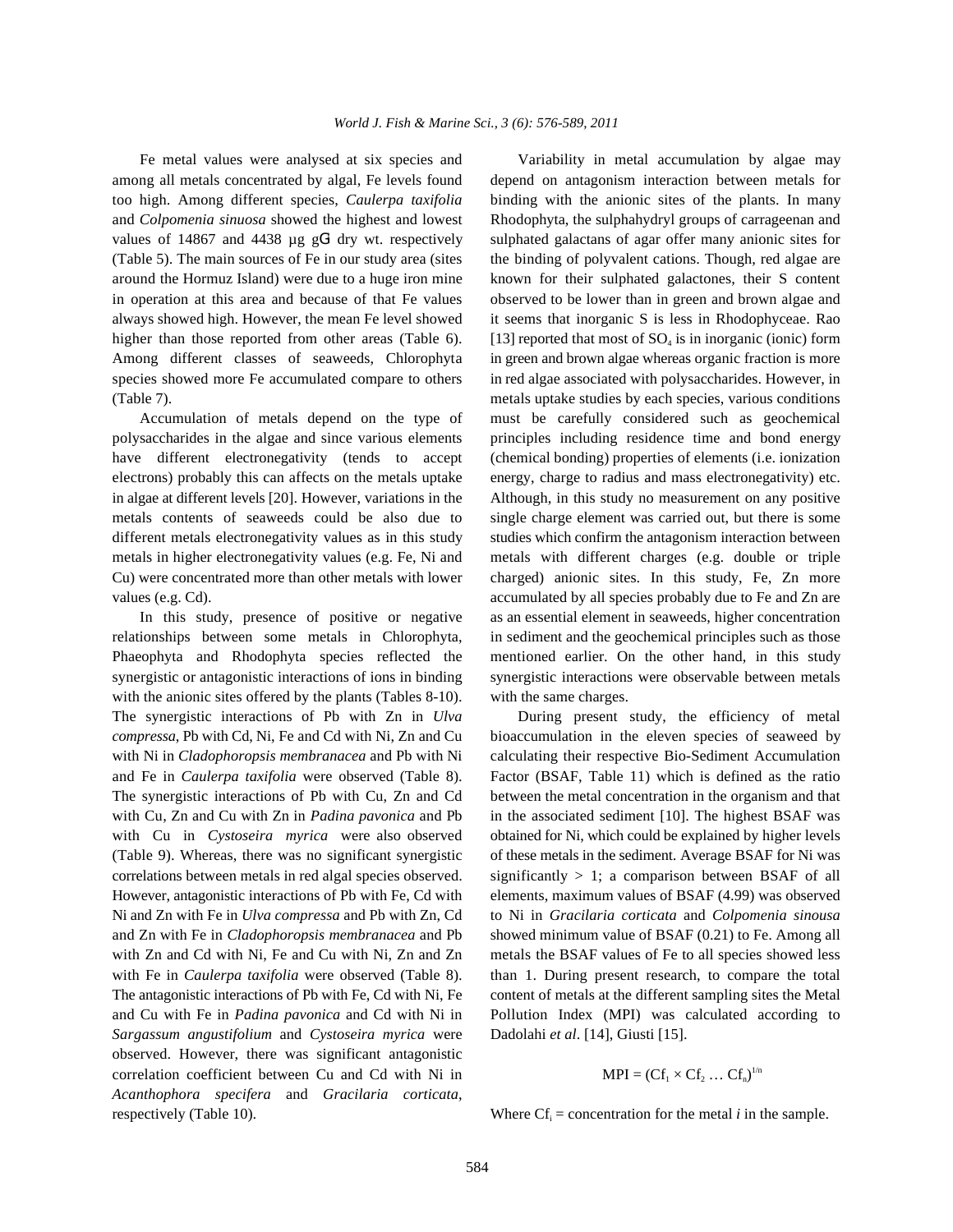Fe metal values were analysed at six species and among all metals concentrated by algal, Fe levels found too high. Among different species, *Caulerpa taxifolia* and *Colpomenia sinuosa* showed the highest and lowest values of 14867 and 4438 µg gG dry wt. respectively (Table 5). The main sources of Fe in our study area (sites around the Hormuz Island) were due to a huge iron mine in operation at this area and because of that Fe values always showed high. However, the mean Fe level showed higher than those reported from other areas (Table 6). Among different classes of seaweeds, Chlorophyta species showed more Fe accumulated compare to others (Table 7).

Accumulation of metals depend on the type of polysaccharides in the algae and since various elements have different electronegativity (tends to accept electrons) probably this can affects on the metals uptake in algae at different levels [20]. However, variations in the metals contents of seaweeds could be also due to different metals electronegativity values as in this study metals in higher electronegativity values (e.g. Fe, Ni and Cu) were concentrated more than other metals with lower values (e.g. Cd).

In this study, presence of positive or negative relationships between some metals in Chlorophyta, Phaeophyta and Rhodophyta species reflected the synergistic or antagonistic interactions of ions in binding with the anionic sites offered by the plants (Tables 8-10). The synergistic interactions of Pb with Zn in *Ulva compressa*, Pb with Cd, Ni, Fe and Cd with Ni, Zn and Cu with Ni in *Cladophoropsis membranacea* and Pb with Ni and Fe in *Caulerpa taxifolia* were observed (Table 8). The synergistic interactions of Pb with Cu, Zn and Cd with Cu, Zn and Cu with Zn in *Padina pavonica* and Pb with Cu in *Cystoseira myrica* were also observed (Table 9). Whereas, there was no significant synergistic correlations between metals in red algal species observed. However, antagonistic interactions of Pb with Fe, Cd with Ni and Zn with Fe in *Ulva compressa* and Pb with Zn, Cd and Zn with Fe in *Cladophoropsis membranacea* and Pb with Zn and Cd with Ni, Fe and Cu with Ni, Zn and Zn with Fe in *Caulerpa taxifolia* were observed (Table 8). The antagonistic interactions of Pb with Fe, Cd with Ni, Fe and Cu with Fe in *Padina pavonica* and Cd with Ni in *Sargassum angustifolium* and *Cystoseira myrica* were observed. However, there was significant antagonistic correlation coefficient between Cu and Cd with Ni in *Acanthophora specifera* and *Gracilaria corticata*, respectively (Table 10).

Variability in metal accumulation by algae may depend on antagonism interaction between metals for binding with the anionic sites of the plants. In many Rhodophyta, the sulphahydryl groups of carrageenan and sulphated galactans of agar offer many anionic sites for the binding of polyvalent cations. Though, red algae are known for their sulphated galactones, their S content observed to be lower than in green and brown algae and it seems that inorganic S is less in Rhodophyceae. Rao [13] reported that most of $SO_4$ is in inorganic (ionic) form in green and brown algae whereas organic fraction is more in red algae associated with polysaccharides. However, in metals uptake studies by each species, various conditions must be carefully considered such as geochemical principles including residence time and bond energy (chemical bonding) properties of elements (i.e. ionization energy, charge to radius and mass electronegativity) etc. Although, in this study no measurement on any positive single charge element was carried out, but there is some studies which confirm the antagonism interaction between metals with different charges (e.g. double or triple charged) anionic sites. In this study, Fe, Zn more accumulated by all species probably due to Fe and Zn are as an essential element in seaweeds, higher concentration in sediment and the geochemical principles such as those mentioned earlier. On the other hand, in this study synergistic interactions were observable between metals with the same charges.

During present study, the efficiency of metal bioaccumulation in the eleven species of seaweed by calculating their respective Bio-Sediment Accumulation Factor (BSAF, Table 11) which is defined as the ratio between the metal concentration in the organism and that in the associated sediment [10]. The highest BSAF was obtained for Ni, which could be explained by higher levels of these metals in the sediment. Average BSAF for Ni was significantly > 1; a comparison between BSAF of all elements, maximum values of BSAF (4.99) was observed to Ni in *Gracilaria corticata* and *Colpomenia sinousa* showed minimum value of BSAF (0.21) to Fe. Among all metals the BSAF values of Fe to all species showed less than 1. During present research, to compare the total content of metals at the different sampling sites the Metal Pollution Index (MPI) was calculated according to Dadolahi *et al*. [14], Giusti [15].

$$MPI = (Cf_1 \times Cf_2 \ldots Cf_n)^{1/n}$$

Where $Cf_i$ = concentration for the metal *i* in the sample.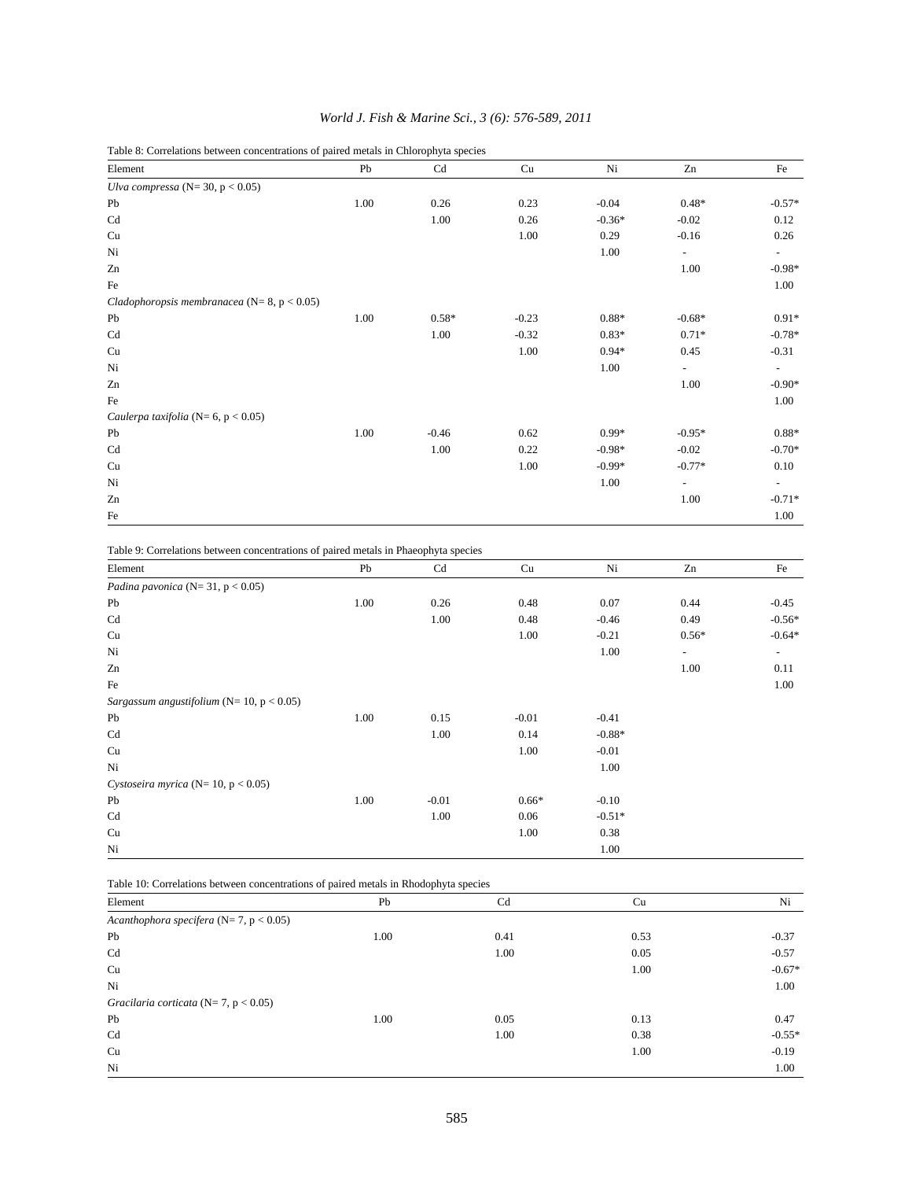Table 8: Correlations between concentrations of paired metals in Chlorophyta species

| Element | Pb | Cd | Cu | Ni | Zn | Fe |
|---|---|---|---|---|---|---|
| *Ulva compressa* (N= 30, $p < 0.05$) | | | | | | |
| Pb | 1.00 | 0.26 | 0.23 | -0.04 | 0.48* | -0.57* |
| Cd | | 1.00 | 0.26 | -0.36* | -0.02 | 0.12 |
| Cu | | | 1.00 | 0.29 | -0.16 | 0.26 |
| Ni | | | | 1.00 | - | - |
| Zn | | | | | 1.00 | -0.98* |
| Fe | | | | | | 1.00 |
| *Cladophoropsis membranacea* (N= 8, $p < 0.05$) | | | | | | |
| Pb | 1.00 | 0.58* | -0.23 | 0.88* | -0.68* | 0.91* |
| Cd | | 1.00 | -0.32 | 0.83* | 0.71* | -0.78* |
| Cu | | | 1.00 | 0.94* | 0.45 | -0.31 |
| Ni | | | | 1.00 | - | - |
| Zn | | | | | 1.00 | -0.90* |
| Fe | | | | | | 1.00 |
| *Caulerpa taxifolia* (N= 6, $p < 0.05$) | | | | | | |
| Pb | 1.00 | -0.46 | 0.62 | 0.99* | -0.95* | 0.88* |
| Cd | | 1.00 | 0.22 | -0.98* | -0.02 | -0.70* |
| Cu | | | 1.00 | -0.99* | -0.77* | 0.10 |
| Ni | | | | 1.00 | - | - |
| Zn | | | | | 1.00 | -0.71* |
| Fe | | | | | | 1.00 |

Table 9: Correlations between concentrations of paired metals in Phaeophyta species

| Element | Pb | Cd | Cu | Ni | Zn | Fe |
|---|---|---|---|---|---|---|
| *Padina pavonica* (N= 31, $p < 0.05$) | | | | | | |
| Pb | 1.00 | 0.26 | 0.48 | 0.07 | 0.44 | -0.45 |
| Cd | | 1.00 | 0.48 | -0.46 | 0.49 | -0.56* |
| Cu | | | 1.00 | -0.21 | 0.56* | -0.64* |
| Ni | | | | 1.00 | - | - |
| Zn | | | | | 1.00 | 0.11 |
| Fe | | | | | | 1.00 |
| *Sargassum angustifolium* (N= 10, $p < 0.05$) | | | | | | |
| Pb | 1.00 | 0.15 | -0.01 | -0.41 | | |
| Cd | | 1.00 | 0.14 | -0.88* | | |
| Cu | | | 1.00 | -0.01 | | |
| Ni | | | | 1.00 | | |
| *Cystoseira myrica* (N= 10, $p < 0.05$) | | | | | | |
| Pb | 1.00 | -0.01 | 0.66* | -0.10 | | |
| Cd | | 1.00 | 0.06 | -0.51* | | |
| Cu | | | 1.00 | 0.38 | | |
| Ni | | | | 1.00 | | |

Table 10: Correlations between concentrations of paired metals in Rhodophyta species

| Element | Pb | Cd | Cu | Ni |
|---|---|---|---|---|
| *Acanthophora specifera* (N= 7, $p < 0.05$) | | | | |
| Pb | 1.00 | 0.41 | 0.53 | -0.37 |
| Cd | | 1.00 | 0.05 | -0.57 |
| Cu | | | 1.00 | -0.67* |
| Ni | | | | 1.00 |
| *Gracilaria corticata* (N= 7, $p < 0.05$) | | | | |
| Pb | 1.00 | 0.05 | 0.13 | 0.47 |
| Cd | | 1.00 | 0.38 | -0.55* |
| Cu | | | 1.00 | -0.19 |
| Ni | | | | 1.00 |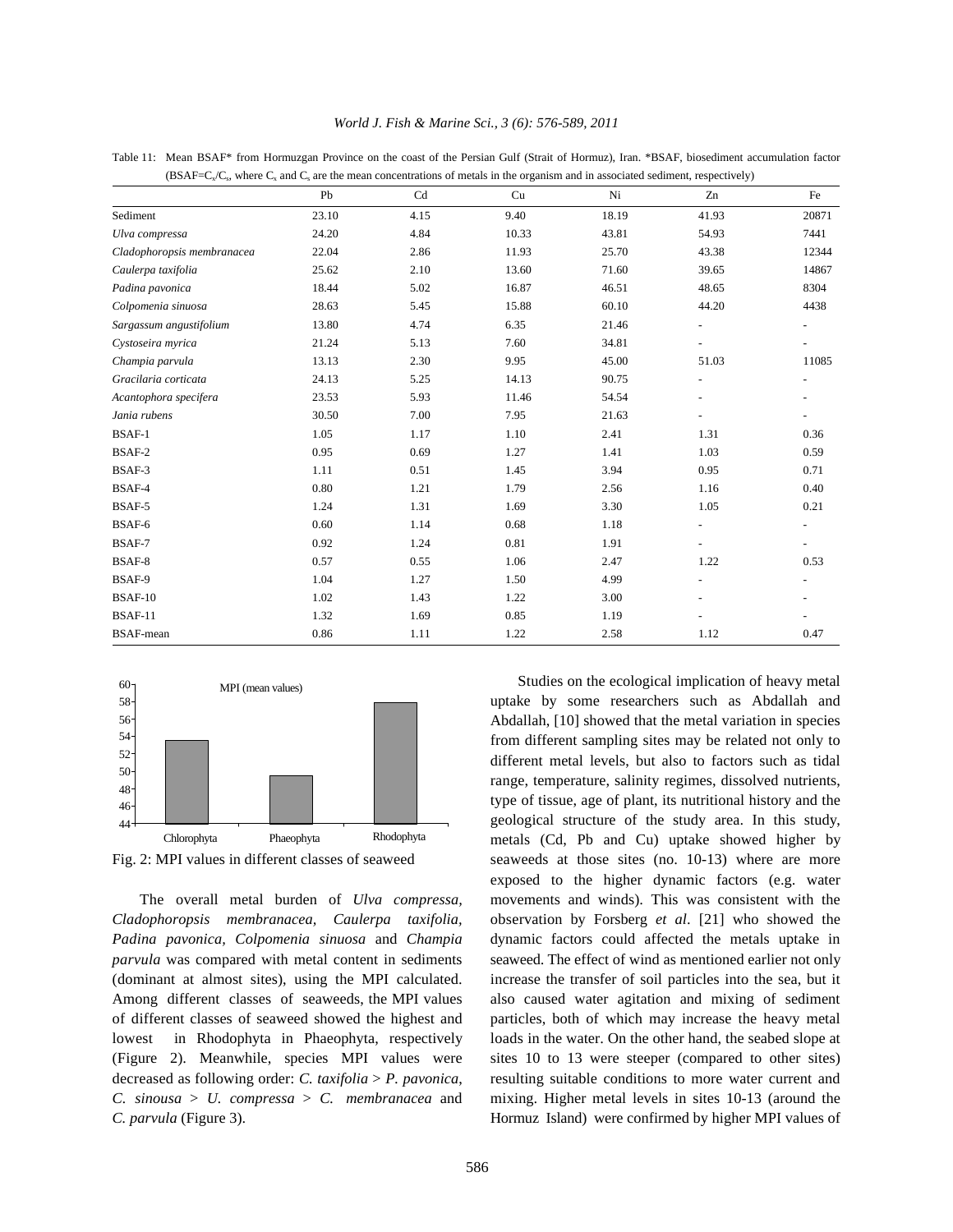Table 11: Mean BSAF* from Hormuzgan Province on the coast of the Persian Gulf (Strait of Hormuz), Iran. *BSAF, biosediment accumulation factor ($BSAF=C_x/C_s$, where $C_x$ and $C_s$ are the mean concentrations of metals in the organism and in associated sediment, respectively)

| | Pb | Cd | Cu | Ni | Zn | Fe |
|---|---|---|---|---|---|---|
| Sediment | 23.10 | 4.15 | 9.40 | 18.19 | 41.93 | 20871 |
| *Ulva compressa* | 24.20 | 4.84 | 10.33 | 43.81 | 54.93 | 7441 |
| *Cladophoropsis membranacea* | 22.04 | 2.86 | 11.93 | 25.70 | 43.38 | 12344 |
| *Caulerpa taxifolia* | 25.62 | 2.10 | 13.60 | 71.60 | 39.65 | 14867 |
| *Padina pavonica* | 18.44 | 5.02 | 16.87 | 46.51 | 48.65 | 8304 |
| *Colpomenia sinuosa* | 28.63 | 5.45 | 15.88 | 60.10 | 44.20 | 4438 |
| *Sargassum angustifolium* | 13.80 | 4.74 | 6.35 | 21.46 | - | - |
| *Cystoseira myrica* | 21.24 | 5.13 | 7.60 | 34.81 | - | - |
| *Champia parvula* | 13.13 | 2.30 | 9.95 | 45.00 | 51.03 | 11085 |
| *Gracilaria corticata* | 24.13 | 5.25 | 14.13 | 90.75 | - | - |
| *Acantophora specifera* | 23.53 | 5.93 | 11.46 | 54.54 | - | - |
| *Jania rubens* | 30.50 | 7.00 | 7.95 | 21.63 | - | - |
| BSAF-1 | 1.05 | 1.17 | 1.10 | 2.41 | 1.31 | 0.36 |
| BSAF-2 | 0.95 | 0.69 | 1.27 | 1.41 | 1.03 | 0.59 |
| BSAF-3 | 1.11 | 0.51 | 1.45 | 3.94 | 0.95 | 0.71 |
| BSAF-4 | 0.80 | 1.21 | 1.79 | 2.56 | 1.16 | 0.40 |
| BSAF-5 | 1.24 | 1.31 | 1.69 | 3.30 | 1.05 | 0.21 |
| BSAF-6 | 0.60 | 1.14 | 0.68 | 1.18 | - | - |
| BSAF-7 | 0.92 | 1.24 | 0.81 | 1.91 | - | - |
| BSAF-8 | 0.57 | 0.55 | 1.06 | 2.47 | 1.22 | 0.53 |
| BSAF-9 | 1.04 | 1.27 | 1.50 | 4.99 | - | - |
| BSAF-10 | 1.02 | 1.43 | 1.22 | 3.00 | - | - |
| BSAF-11 | 1.32 | 1.69 | 0.85 | 1.19 | - | - |
| BSAF-mean | 0.86 | 1.11 | 1.22 | 2.58 | 1.12 | 0.47 |

Fig. 2: MPI values in different classes of seaweed

The overall metal burden of *Ulva compressa, Cladophoropsis membranacea, Caulerpa taxifolia, Padina pavonica, Colpomenia sinuosa* and *Champia parvula* was compared with metal content in sediments (dominant at almost sites), using the MPI calculated. Among different classes of seaweeds, the MPI values of different classes of seaweed showed the highest and lowest in Rhodophyta in Phaeophyta, respectively (Figure 2). Meanwhile, species MPI values were decreased as following order: *C. taxifolia* > *P. pavonica*, *C. sinousa* > *U. compressa* > *C. membranacea* and *C. parvula* (Figure 3).

Studies on the ecological implication of heavy metal uptake by some researchers such as Abdallah and Abdallah, [10] showed that the metal variation in species from different sampling sites may be related not only to different metal levels, but also to factors such as tidal range, temperature, salinity regimes, dissolved nutrients, type of tissue, age of plant, its nutritional history and the geological structure of the study area. In this study, metals (Cd, Pb and Cu) uptake showed higher by seaweeds at those sites (no. 10-13) where are more exposed to the higher dynamic factors (e.g. water movements and winds). This was consistent with the observation by Forsberg *et al*. [21] who showed the dynamic factors could affected the metals uptake in seaweed. The effect of wind as mentioned earlier not only increase the transfer of soil particles into the sea, but it also caused water agitation and mixing of sediment particles, both of which may increase the heavy metal loads in the water. On the other hand, the seabed slope at sites 10 to 13 were steeper (compared to other sites) resulting suitable conditions to more water current and mixing. Higher metal levels in sites 10-13 (around the Hormuz Island) were confirmed by higher MPI values of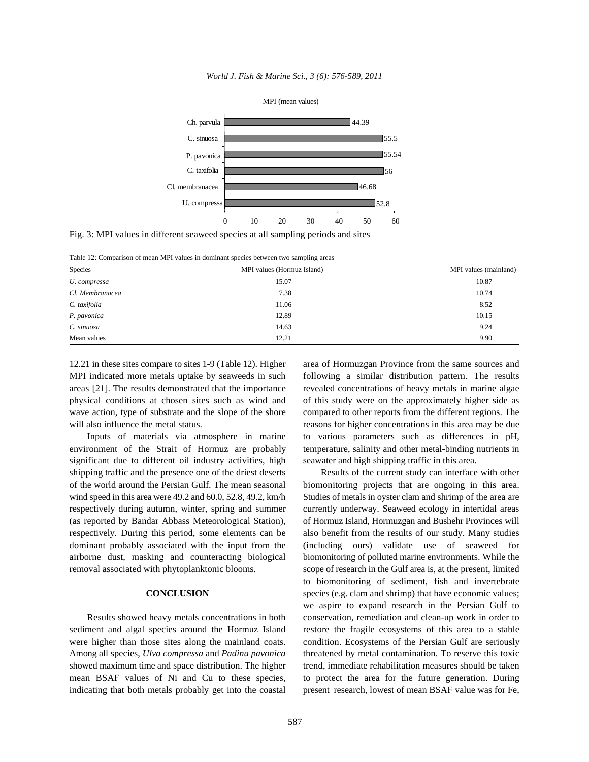MPI (mean values)

| Species | MPI |
|---|---|
| Ch. parvula | 44.39 |
| C. sinuosa | 55.5 |
| P. pavonica | 55.54 |
| C. taxifolia | 56 |
| Cl. membranacea | 46.68 |
| U. compressa | 52.8 |

Fig. 3: MPI values in different seaweed species at all sampling periods and sites

Table 12: Comparison of mean MPI values in dominant species between two sampling areas

| Species | MPI values (Hormuz Island) | MPI values (mainland) |
|---|---|---|
| *U. compressa* | 15.07 | 10.87 |
| *Cl. Membranacea* | 7.38 | 10.74 |
| *C. taxifolia* | 11.06 | 8.52 |
| *P. pavonica* | 12.89 | 10.15 |
| *C. sinuosa* | 14.63 | 9.24 |
| Mean values | 12.21 | 9.90 |

12.21 in these sites compare to sites 1-9 (Table 12). Higher MPI indicated more metals uptake by seaweeds in such areas [21]. The results demonstrated that the importance physical conditions at chosen sites such as wind and wave action, type of substrate and the slope of the shore will also influence the metal status.

Inputs of materials via atmosphere in marine environment of the Strait of Hormuz are probably significant due to different oil industry activities, high shipping traffic and the presence one of the driest deserts of the world around the Persian Gulf. The mean seasonal wind speed in this area were 49.2 and 60.0, 52.8, 49.2, km/h respectively during autumn, winter, spring and summer (as reported by Bandar Abbass Meteorological Station), respectively. During this period, some elements can be dominant probably associated with the input from the airborne dust, masking and counteracting biological removal associated with phytoplanktonic blooms.

## CONCLUSION

Results showed heavy metals concentrations in both sediment and algal species around the Hormuz Island were higher than those sites along the mainland coats. Among all species, *Ulva compressa* and *Padina pavonica* showed maximum time and space distribution. The higher mean BSAF values of Ni and Cu to these species, indicating that both metals probably get into the coastal area of Hormuzgan Province from the same sources and following a similar distribution pattern. The results revealed concentrations of heavy metals in marine algae of this study were on the approximately higher side as compared to other reports from the different regions. The reasons for higher concentrations in this area may be due to various parameters such as differences in pH, temperature, salinity and other metal-binding nutrients in seawater and high shipping traffic in this area.

Results of the current study can interface with other biomonitoring projects that are ongoing in this area. Studies of metals in oyster clam and shrimp of the area are currently underway. Seaweed ecology in intertidal areas of Hormuz Island, Hormuzgan and Bushehr Provinces will also benefit from the results of our study. Many studies (including ours) validate use of seaweed for biomonitoring of polluted marine environments. While the scope of research in the Gulf area is, at the present, limited to biomonitoring of sediment, fish and invertebrate species (e.g. clam and shrimp) that have economic values; we aspire to expand research in the Persian Gulf to conservation, remediation and clean-up work in order to restore the fragile ecosystems of this area to a stable condition. Ecosystems of the Persian Gulf are seriously threatened by metal contamination. To reserve this toxic trend, immediate rehabilitation measures should be taken to protect the area for the future generation. During present research, lowest of mean BSAF value was for Fe,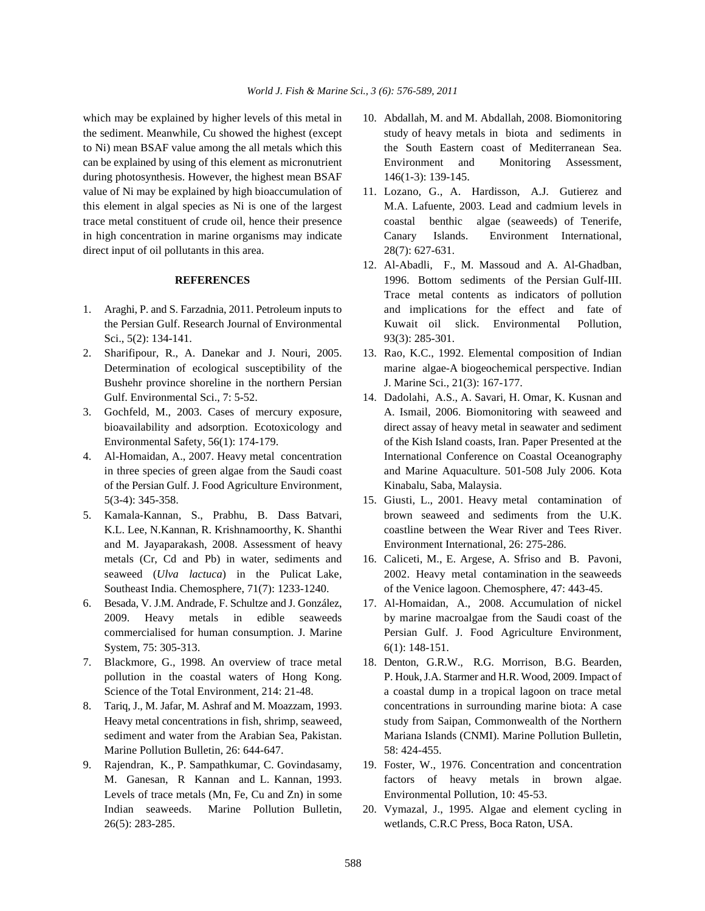which may be explained by higher levels of this metal in the sediment. Meanwhile, Cu showed the highest (except to Ni) mean BSAF value among the all metals which this can be explained by using of this element as micronutrient during photosynthesis. However, the highest mean BSAF value of Ni may be explained by high bioaccumulation of this element in algal species as Ni is one of the largest trace metal constituent of crude oil, hence their presence in high concentration in marine organisms may indicate direct input of oil pollutants in this area.

## REFERENCES

1. Araghi, P. and S. Farzadnia, 2011. Petroleum inputs to the Persian Gulf. Research Journal of Environmental Sci., 5(2): 134-141.
2. Sharifipour, R., A. Danekar and J. Nouri, 2005. Determination of ecological susceptibility of the Bushehr province shoreline in the northern Persian Gulf. Environmental Sci., 7: 5-52.
3. Gochfeld, M., 2003. Cases of mercury exposure, bioavailability and adsorption. Ecotoxicology and Environmental Safety, 56(1): 174-179.
4. Al-Homaidan, A., 2007. Heavy metal concentration in three species of green algae from the Saudi coast of the Persian Gulf. J. Food Agriculture Environment, 5(3-4): 345-358.
5. Kamala-Kannan, S., Prabhu, B. Dass Batvari, K.L. Lee, N.Kannan, R. Krishnamoorthy, K. Shanthi and M. Jayaparakash, 2008. Assessment of heavy metals (Cr, Cd and Pb) in water, sediments and seaweed (*Ulva lactuca*) in the Pulicat Lake, Southeast India. Chemosphere, 71(7): 1233-1240.
6. Besada, V. J.M. Andrade, F. Schultze and J. González, 2009. Heavy metals in edible seaweeds commercialised for human consumption. J. Marine System, 75: 305-313.
7. Blackmore, G., 1998. An overview of trace metal pollution in the coastal waters of Hong Kong. Science of the Total Environment, 214: 21-48.
8. Tariq, J., M. Jafar, M. Ashraf and M. Moazzam, 1993. Heavy metal concentrations in fish, shrimp, seaweed, sediment and water from the Arabian Sea, Pakistan. Marine Pollution Bulletin, 26: 644-647.
9. Rajendran, K., P. Sampathkumar, C. Govindasamy, M. Ganesan, R Kannan and L. Kannan, 1993. Levels of trace metals (Mn, Fe, Cu and Zn) in some Indian seaweeds. Marine Pollution Bulletin, 26(5): 283-285.
10. Abdallah, M. and M. Abdallah, 2008. Biomonitoring study of heavy metals in biota and sediments in the South Eastern coast of Mediterranean Sea. Environment and Monitoring Assessment, 146(1-3): 139-145.
11. Lozano, G., A. Hardisson, A.J. Gutierez and M.A. Lafuente, 2003. Lead and cadmium levels in coastal benthic algae (seaweeds) of Tenerife, Canary Islands. Environment International, 28(7): 627-631.
12. Al-Abadli, F., M. Massoud and A. Al-Ghadban, 1996. Bottom sediments of the Persian Gulf-III. Trace metal contents as indicators of pollution and implications for the effect and fate of Kuwait oil slick. Environmental Pollution, 93(3): 285-301.
13. Rao, K.C., 1992. Elemental composition of Indian marine algae-A biogeochemical perspective. Indian J. Marine Sci., 21(3): 167-177.
14. Dadolahi, A.S., A. Savari, H. Omar, K. Kusnan and A. Ismail, 2006. Biomonitoring with seaweed and direct assay of heavy metal in seawater and sediment of the Kish Island coasts, Iran. Paper Presented at the International Conference on Coastal Oceanography and Marine Aquaculture. 501-508 July 2006. Kota Kinabalu, Saba, Malaysia.
15. Giusti, L., 2001. Heavy metal contamination of brown seaweed and sediments from the U.K. coastline between the Wear River and Tees River. Environment International, 26: 275-286.
16. Caliceti, M., E. Argese, A. Sfriso and B. Pavoni, 2002. Heavy metal contamination in the seaweeds of the Venice lagoon. Chemosphere, 47: 443-45.
17. Al-Homaidan, A., 2008. Accumulation of nickel by marine macroalgae from the Saudi coast of the Persian Gulf. J. Food Agriculture Environment, 6(1): 148-151.
18. Denton, G.R.W., R.G. Morrison, B.G. Bearden, P. Houk, J.A. Starmer and H.R. Wood, 2009. Impact of a coastal dump in a tropical lagoon on trace metal concentrations in surrounding marine biota: A case study from Saipan, Commonwealth of the Northern Mariana Islands (CNMI). Marine Pollution Bulletin, 58: 424-455.
19. Foster, W., 1976. Concentration and concentration factors of heavy metals in brown algae. Environmental Pollution, 10: 45-53.
20. Vymazal, J., 1995. Algae and element cycling in wetlands, C.R.C Press, Boca Raton, USA.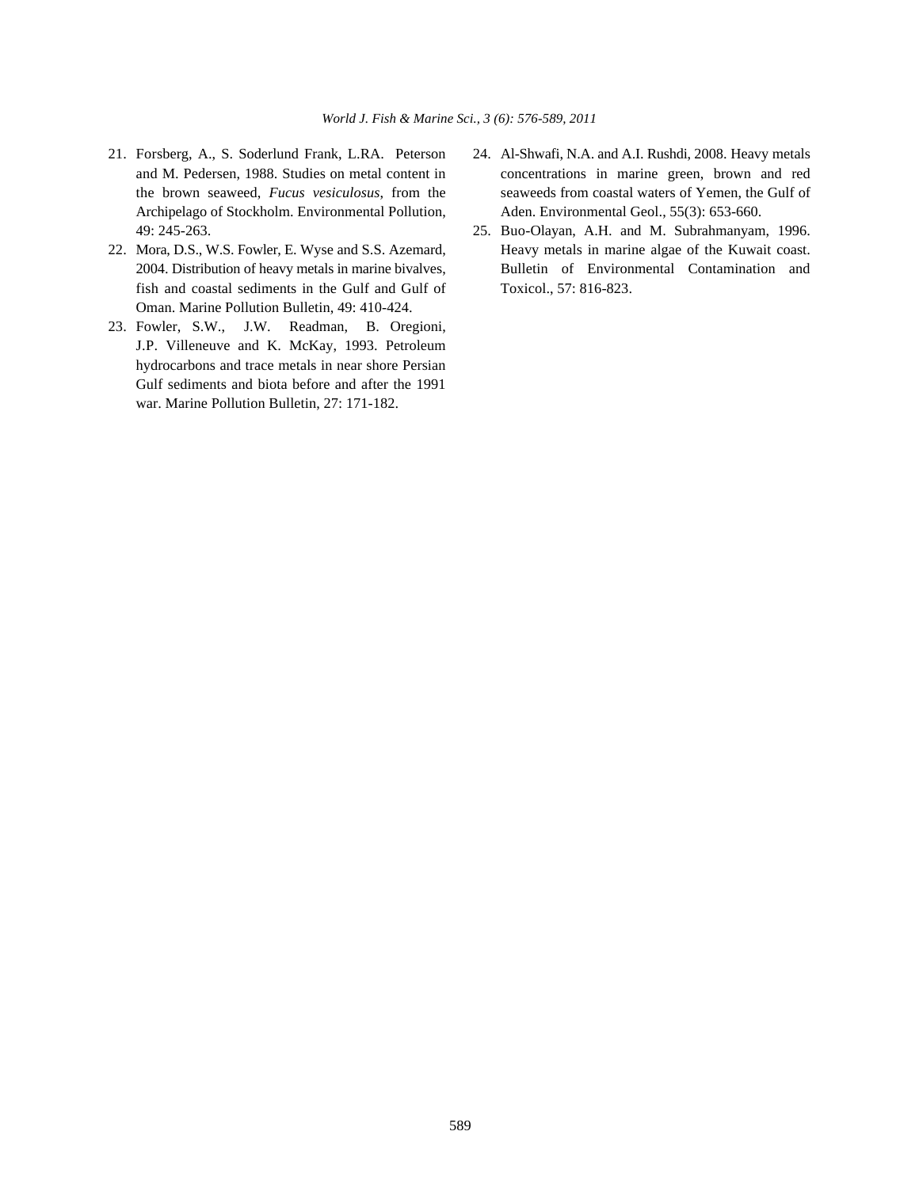21. Forsberg, A., S. Soderlund Frank, L.RA. Peterson and M. Pedersen, 1988. Studies on metal content in the brown seaweed, *Fucus vesiculosus*, from the Archipelago of Stockholm. Environmental Pollution, 49: 245-263.
22. Mora, D.S., W.S. Fowler, E. Wyse and S.S. Azemard, 2004. Distribution of heavy metals in marine bivalves, fish and coastal sediments in the Gulf and Gulf of Oman. Marine Pollution Bulletin, 49: 410-424.
23. Fowler, S.W., J.W. Readman, B. Oregioni, J.P. Villeneuve and K. McKay, 1993. Petroleum hydrocarbons and trace metals in near shore Persian Gulf sediments and biota before and after the 1991 war. Marine Pollution Bulletin, 27: 171-182.
24. Al-Shwafi, N.A. and A.I. Rushdi, 2008. Heavy metals concentrations in marine green, brown and red seaweeds from coastal waters of Yemen, the Gulf of Aden. Environmental Geol., 55(3): 653-660.
25. Buo-Olayan, A.H. and M. Subrahmanyam, 1996. Heavy metals in marine algae of the Kuwait coast. Bulletin of Environmental Contamination and Toxicol., 57: 816-823.